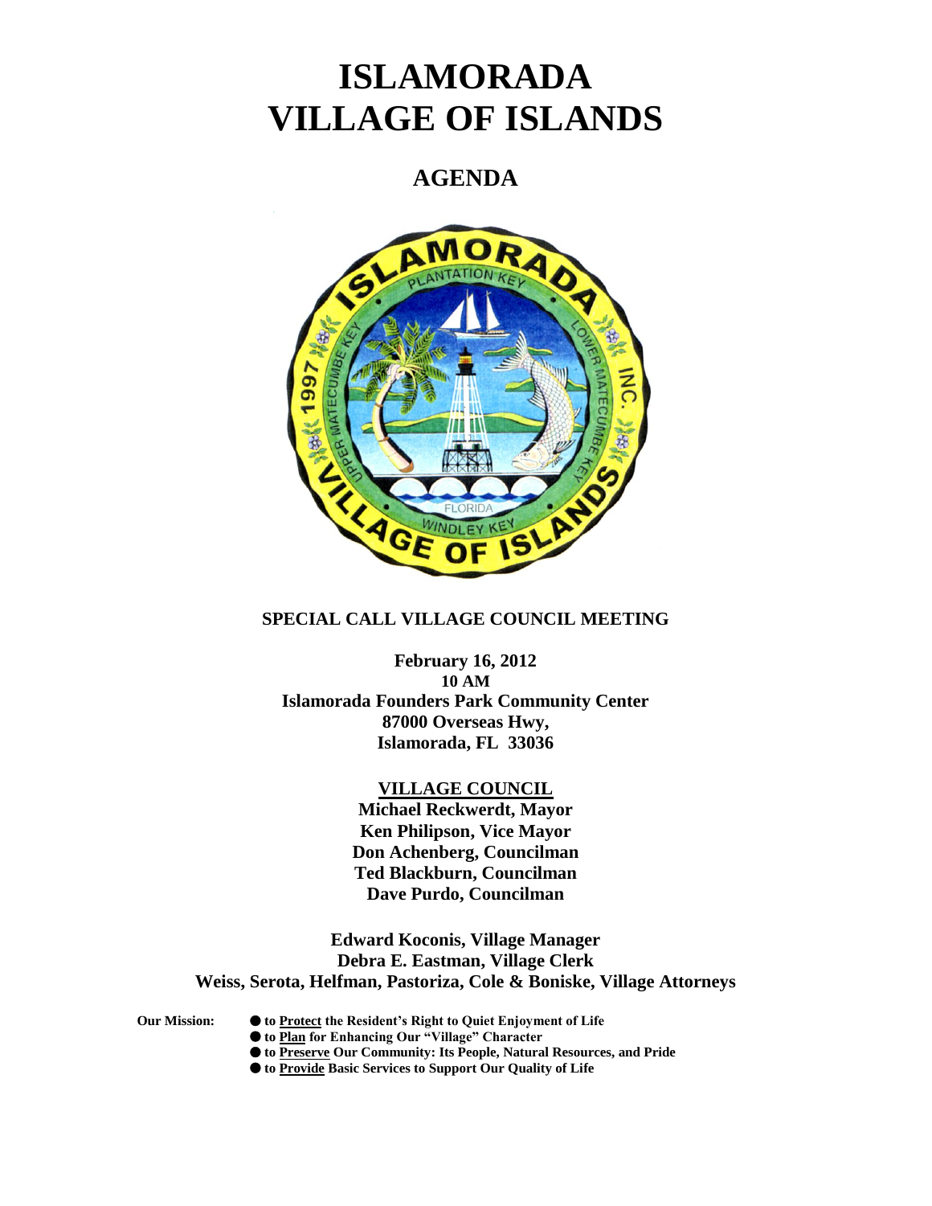# ISLAMORADA VILLAGE OF ISLANDS

## AGENDA

**SPECIAL CALL VILLAGE COUNCIL MEETING**

**February 16, 2012**
**10 AM**
**Islamorada Founders Park Community Center**
**87000 Overseas Hwy,**
**Islamorada, FL 33036**

**VILLAGE COUNCIL**
**Michael Reckwerdt, Mayor**
**Ken Philipson, Vice Mayor**
**Don Achenberg, Councilman**
**Ted Blackburn, Councilman**
**Dave Purdo, Councilman**

**Edward Koconis, Village Manager**
**Debra E. Eastman, Village Clerk**
**Weiss, Serota, Helfman, Pastoriza, Cole & Boniske, Village Attorneys**

**Our Mission:**

- **to Protect the Resident's Right to Quiet Enjoyment of Life**
- **to Plan for Enhancing Our "Village" Character**
- **to Preserve Our Community: Its People, Natural Resources, and Pride**
- **to Provide Basic Services to Support Our Quality of Life**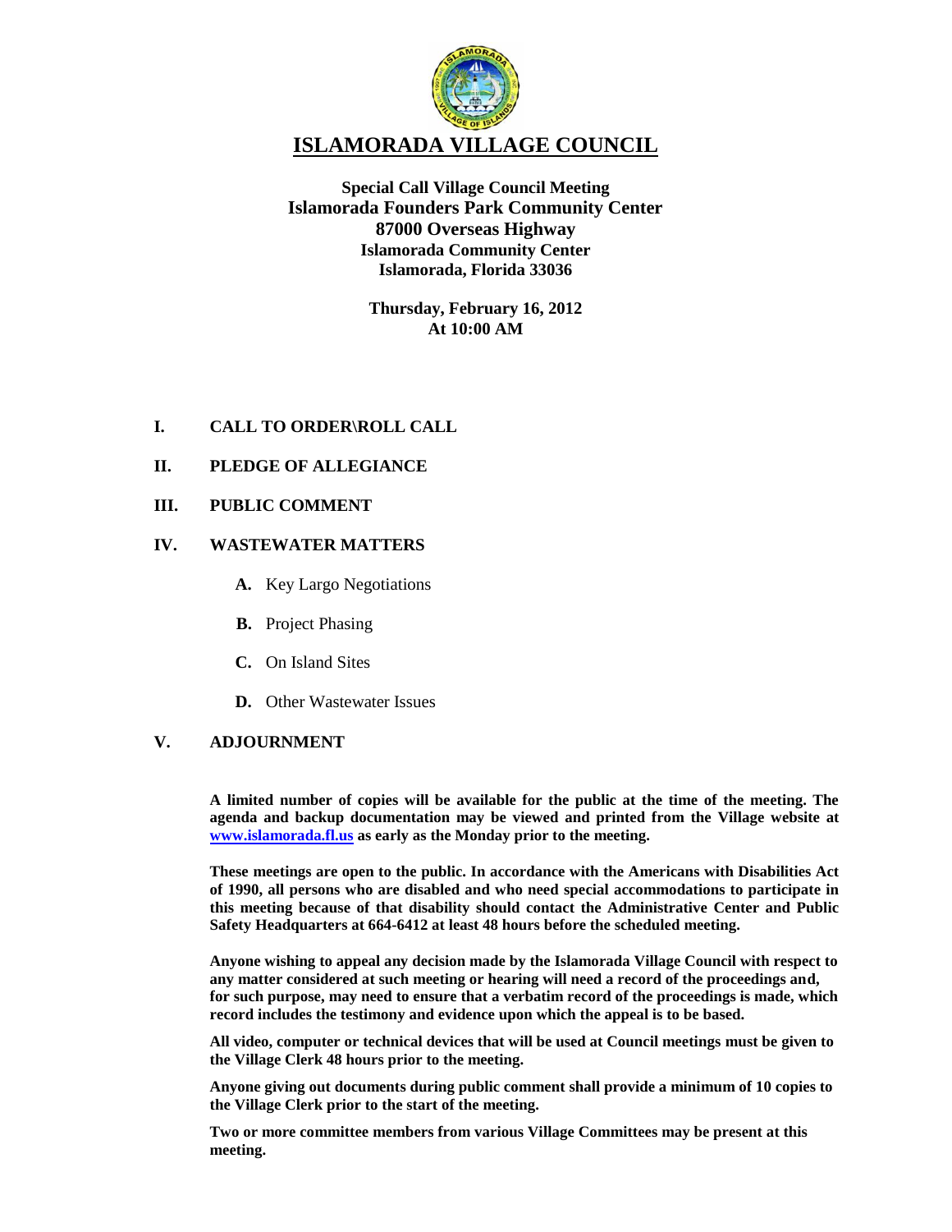# ISLAMORADA VILLAGE COUNCIL

**Special Call Village Council Meeting**
**Islamorada Founders Park Community Center**
**87000 Overseas Highway**
**Islamorada Community Center**
**Islamorada, Florida 33036**

**Thursday, February 16, 2012**
**At 10:00 AM**

**I. CALL TO ORDER\ROLL CALL**

**II. PLEDGE OF ALLEGIANCE**

**III. PUBLIC COMMENT**

**IV. WASTEWATER MATTERS**

- **A.** Key Largo Negotiations
- **B.** Project Phasing
- **C.** On Island Sites
- **D.** Other Wastewater Issues

**V. ADJOURNMENT**

**A limited number of copies will be available for the public at the time of the meeting. The agenda and backup documentation may be viewed and printed from the Village website at www.islamorada.fl.us as early as the Monday prior to the meeting.**

**These meetings are open to the public. In accordance with the Americans with Disabilities Act of 1990, all persons who are disabled and who need special accommodations to participate in this meeting because of that disability should contact the Administrative Center and Public Safety Headquarters at 664-6412 at least 48 hours before the scheduled meeting.**

**Anyone wishing to appeal any decision made by the Islamorada Village Council with respect to any matter considered at such meeting or hearing will need a record of the proceedings and, for such purpose, may need to ensure that a verbatim record of the proceedings is made, which record includes the testimony and evidence upon which the appeal is to be based.**

**All video, computer or technical devices that will be used at Council meetings must be given to the Village Clerk 48 hours prior to the meeting.**

**Anyone giving out documents during public comment shall provide a minimum of 10 copies to the Village Clerk prior to the start of the meeting.**

**Two or more committee members from various Village Committees may be present at this meeting.**